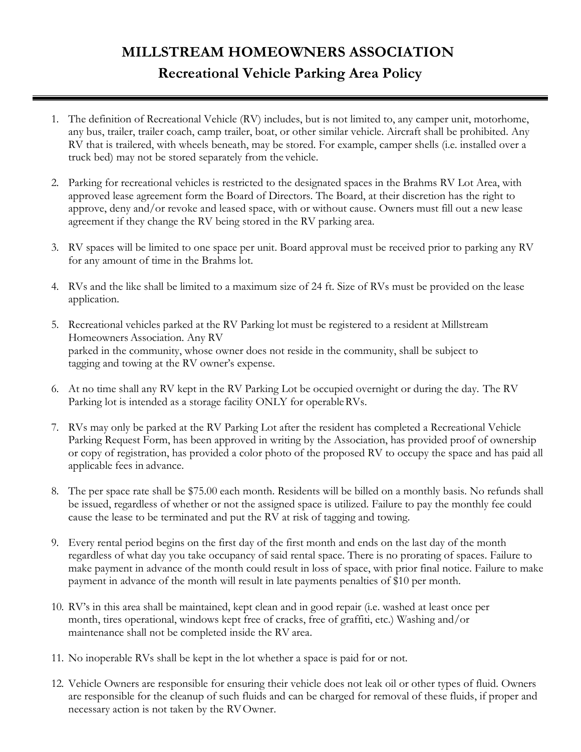# MILLSTREAM HOMEOWNERS ASSOCIATION

## Recreational Vehicle Parking Area Policy

---

1. The definition of Recreational Vehicle (RV) includes, but is not limited to, any camper unit, motorhome, any bus, trailer, trailer coach, camp trailer, boat, or other similar vehicle. Aircraft shall be prohibited. Any RV that is trailered, with wheels beneath, may be stored. For example, camper shells (i.e. installed over a truck bed) may not be stored separately from the vehicle.

2. Parking for recreational vehicles is restricted to the designated spaces in the Brahms RV Lot Area, with approved lease agreement form the Board of Directors. The Board, at their discretion has the right to approve, deny and/or revoke and leased space, with or without cause. Owners must fill out a new lease agreement if they change the RV being stored in the RV parking area.

3. RV spaces will be limited to one space per unit. Board approval must be received prior to parking any RV for any amount of time in the Brahms lot.

4. RVs and the like shall be limited to a maximum size of 24 ft. Size of RVs must be provided on the lease application.

5. Recreational vehicles parked at the RV Parking lot must be registered to a resident at Millstream Homeowners Association. Any RV parked in the community, whose owner does not reside in the community, shall be subject to tagging and towing at the RV owner's expense.

6. At no time shall any RV kept in the RV Parking Lot be occupied overnight or during the day. The RV Parking lot is intended as a storage facility ONLY for operable RVs.

7. RVs may only be parked at the RV Parking Lot after the resident has completed a Recreational Vehicle Parking Request Form, has been approved in writing by the Association, has provided proof of ownership or copy of registration, has provided a color photo of the proposed RV to occupy the space and has paid all applicable fees in advance.

8. The per space rate shall be $75.00 each month. Residents will be billed on a monthly basis. No refunds shall be issued, regardless of whether or not the assigned space is utilized. Failure to pay the monthly fee could cause the lease to be terminated and put the RV at risk of tagging and towing.

9. Every rental period begins on the first day of the first month and ends on the last day of the month regardless of what day you take occupancy of said rental space. There is no prorating of spaces. Failure to make payment in advance of the month could result in loss of space, with prior final notice. Failure to make payment in advance of the month will result in late payments penalties of $10 per month.

10. RV's in this area shall be maintained, kept clean and in good repair (i.e. washed at least once per month, tires operational, windows kept free of cracks, free of graffiti, etc.) Washing and/or maintenance shall not be completed inside the RV area.

11. No inoperable RVs shall be kept in the lot whether a space is paid for or not.

12. Vehicle Owners are responsible for ensuring their vehicle does not leak oil or other types of fluid. Owners are responsible for the cleanup of such fluids and can be charged for removal of these fluids, if proper and necessary action is not taken by the RV Owner.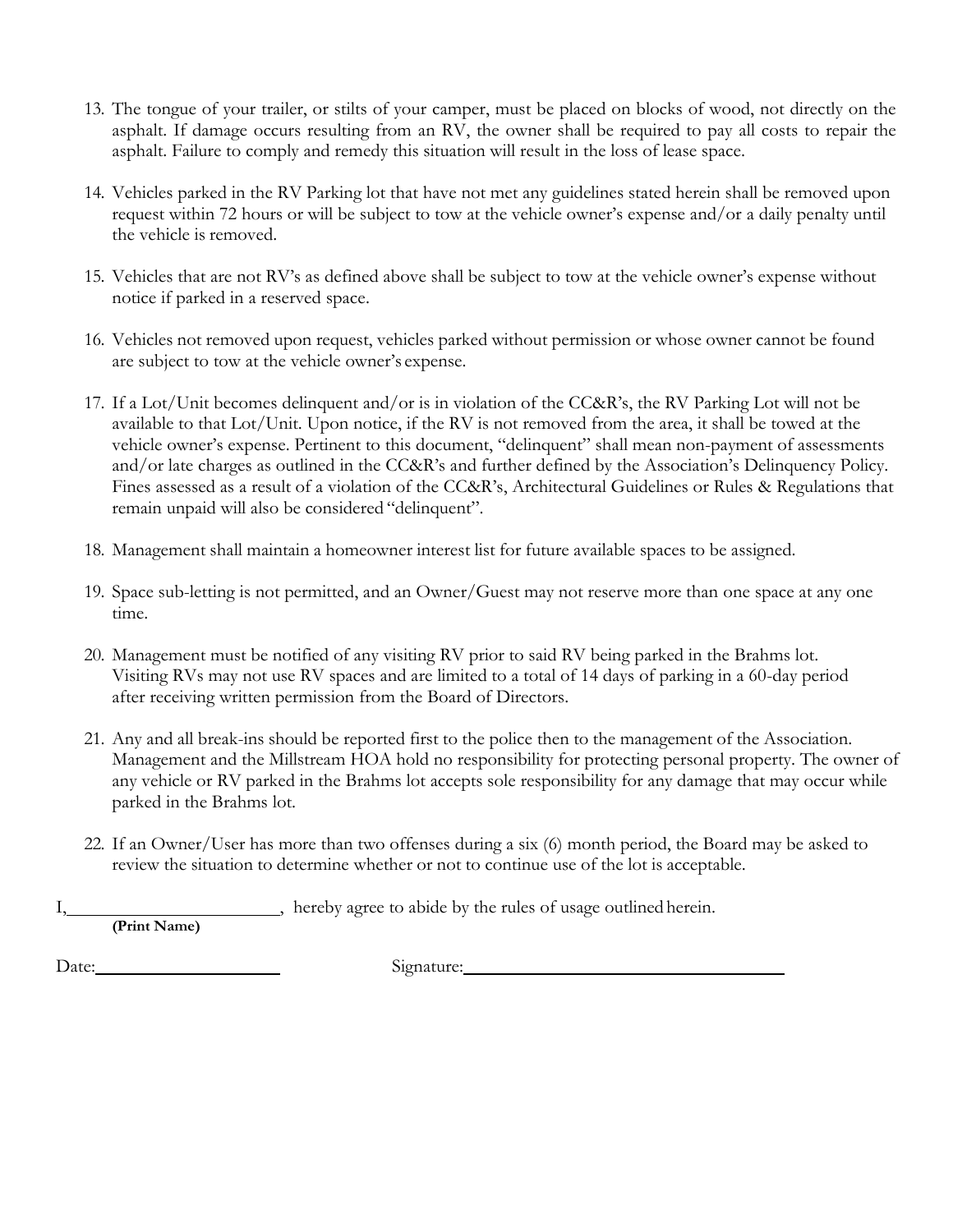13. The tongue of your trailer, or stilts of your camper, must be placed on blocks of wood, not directly on the asphalt. If damage occurs resulting from an RV, the owner shall be required to pay all costs to repair the asphalt. Failure to comply and remedy this situation will result in the loss of lease space.

14. Vehicles parked in the RV Parking lot that have not met any guidelines stated herein shall be removed upon request within 72 hours or will be subject to tow at the vehicle owner's expense and/or a daily penalty until the vehicle is removed.

15. Vehicles that are not RV's as defined above shall be subject to tow at the vehicle owner's expense without notice if parked in a reserved space.

16. Vehicles not removed upon request, vehicles parked without permission or whose owner cannot be found are subject to tow at the vehicle owner's expense.

17. If a Lot/Unit becomes delinquent and/or is in violation of the CC&R's, the RV Parking Lot will not be available to that Lot/Unit. Upon notice, if the RV is not removed from the area, it shall be towed at the vehicle owner's expense. Pertinent to this document, "delinquent" shall mean non-payment of assessments and/or late charges as outlined in the CC&R's and further defined by the Association's Delinquency Policy. Fines assessed as a result of a violation of the CC&R's, Architectural Guidelines or Rules & Regulations that remain unpaid will also be considered "delinquent".

18. Management shall maintain a homeowner interest list for future available spaces to be assigned.

19. Space sub-letting is not permitted, and an Owner/Guest may not reserve more than one space at any one time.

20. Management must be notified of any visiting RV prior to said RV being parked in the Brahms lot. Visiting RVs may not use RV spaces and are limited to a total of 14 days of parking in a 60-day period after receiving written permission from the Board of Directors.

21. Any and all break-ins should be reported first to the police then to the management of the Association. Management and the Millstream HOA hold no responsibility for protecting personal property. The owner of any vehicle or RV parked in the Brahms lot accepts sole responsibility for any damage that may occur while parked in the Brahms lot.

22. If an Owner/User has more than two offenses during a six (6) month period, the Board may be asked to review the situation to determine whether or not to continue use of the lot is acceptable.

I,________________________, hereby agree to abide by the rules of usage outlined herein.
**(Print Name)**

Date:____________________ Signature:____________________________________